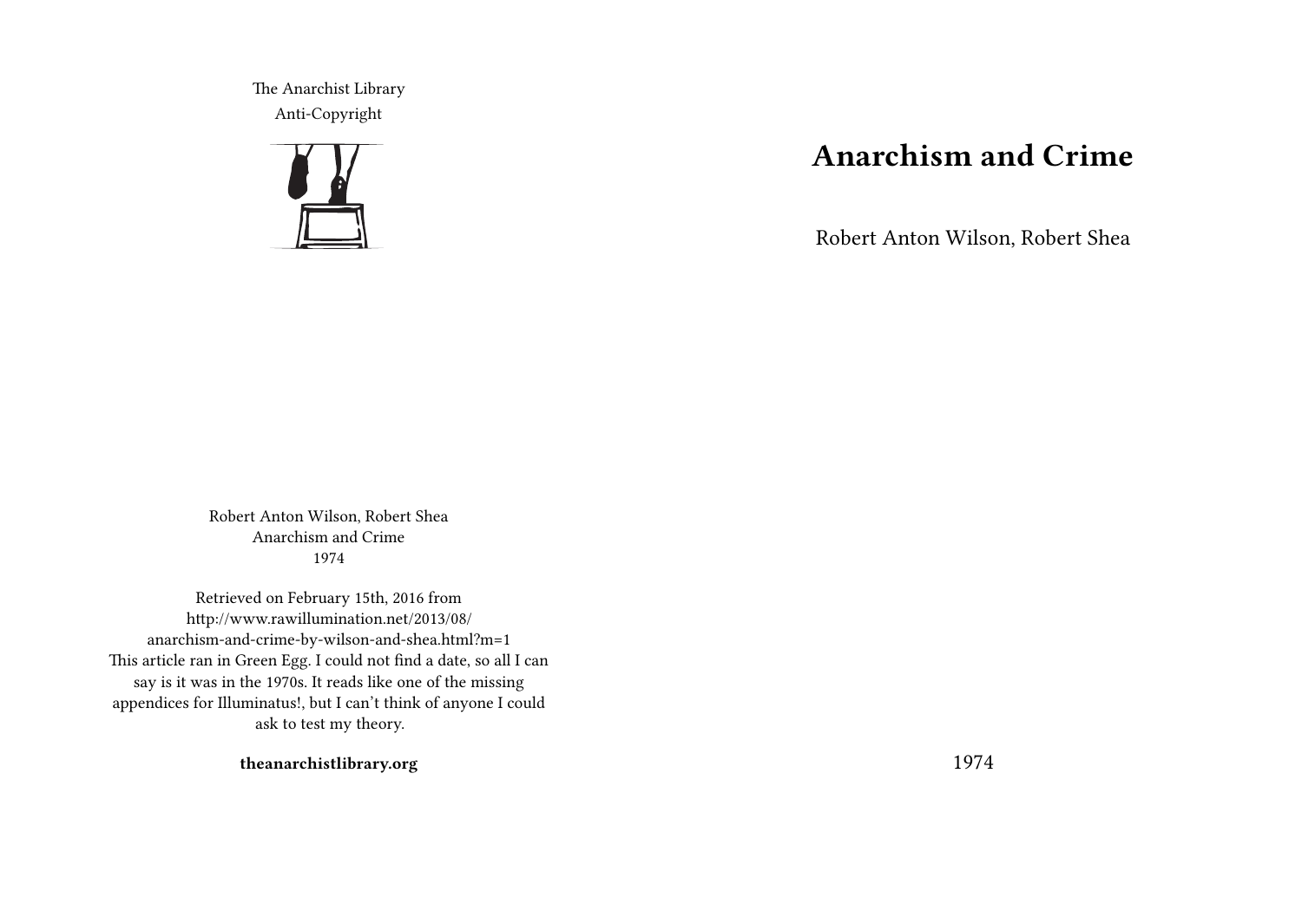The Anarchist Library
Anti-Copyright

# Anarchism and Crime

Robert Anton Wilson, Robert Shea

1974

Robert Anton Wilson, Robert Shea
Anarchism and Crime
1974

Retrieved on February 15th, 2016 from http://www.rawillumination.net/2013/08/anarchism-and-crime-by-wilson-and-shea.html?m=1
This article ran in Green Egg. I could not find a date, so all I can say is it was in the 1970s. It reads like one of the missing appendices for Illuminatus!, but I can't think of anyone I could ask to test my theory.

**theanarchistlibrary.org**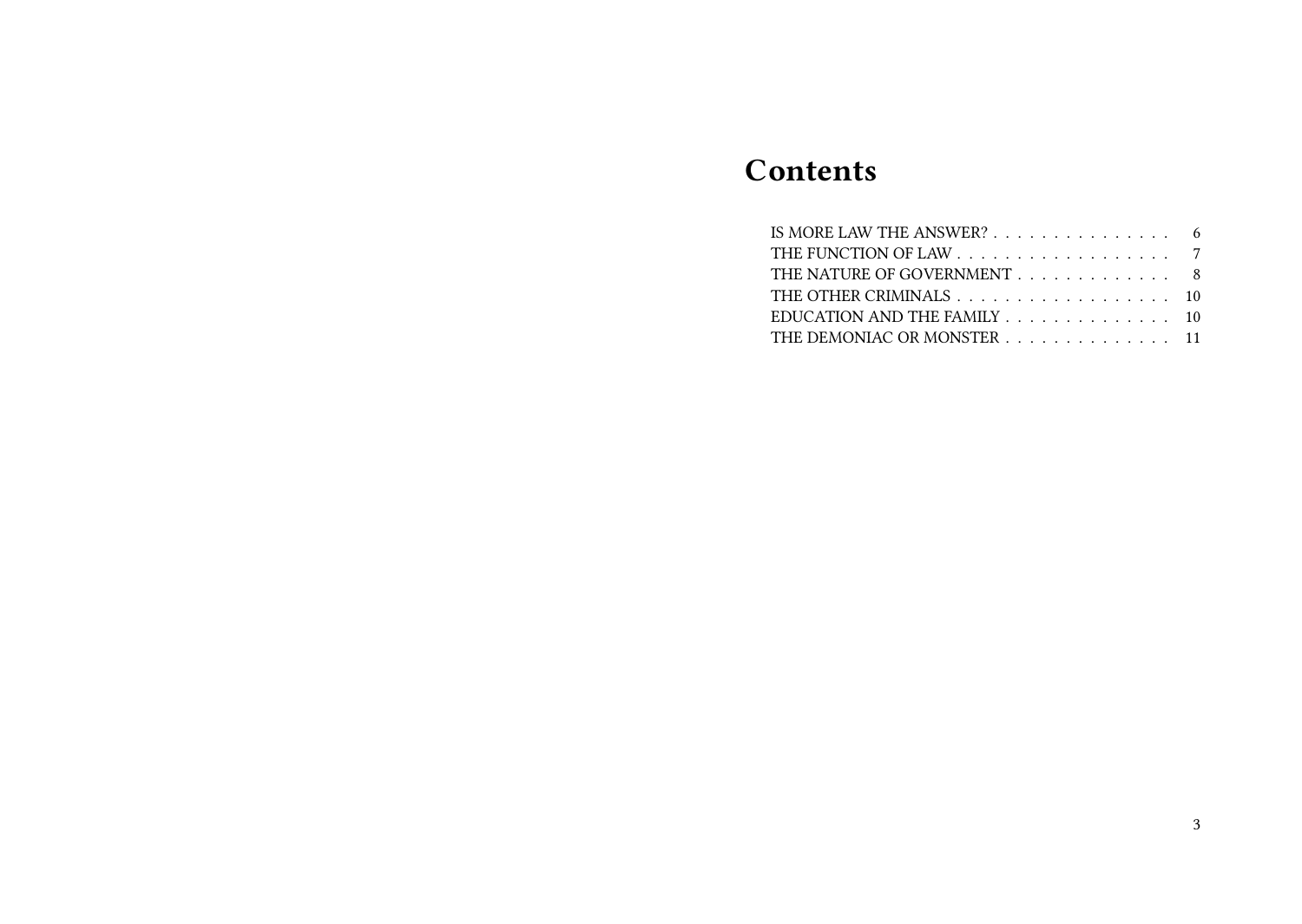# Contents

- IS MORE LAW THE ANSWER? . . . . . . . . . . . . . . . . 6
- THE FUNCTION OF LAW . . . . . . . . . . . . . . . . . . 7
- THE NATURE OF GOVERNMENT . . . . . . . . . . . . . 8
- THE OTHER CRIMINALS . . . . . . . . . . . . . . . . . . 10
- EDUCATION AND THE FAMILY . . . . . . . . . . . . . . 10
- THE DEMONIAC OR MONSTER . . . . . . . . . . . . . . 11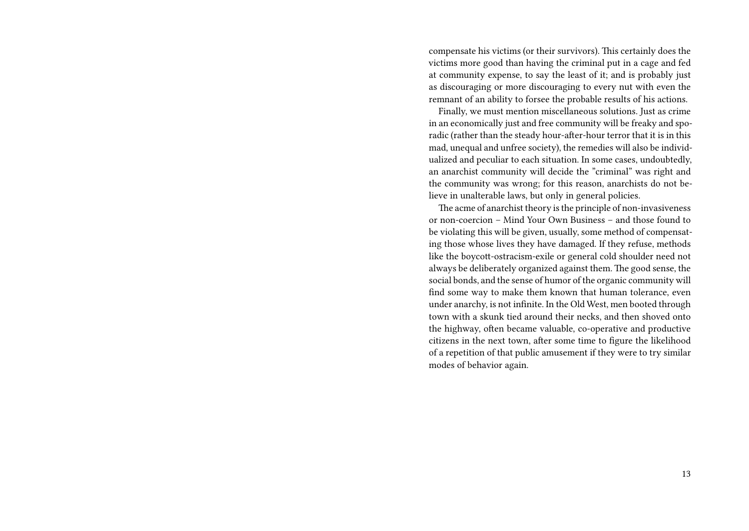compensate his victims (or their survivors). This certainly does the victims more good than having the criminal put in a cage and fed at community expense, to say the least of it; and is probably just as discouraging or more discouraging to every nut with even the remnant of an ability to forsee the probable results of his actions.

Finally, we must mention miscellaneous solutions. Just as crime in an economically just and free community will be freaky and sporadic (rather than the steady hour-after-hour terror that it is in this mad, unequal and unfree society), the remedies will also be individualized and peculiar to each situation. In some cases, undoubtedly, an anarchist community will decide the "criminal" was right and the community was wrong; for this reason, anarchists do not believe in unalterable laws, but only in general policies.

The acme of anarchist theory is the principle of non-invasiveness or non-coercion – Mind Your Own Business – and those found to be violating this will be given, usually, some method of compensating those whose lives they have damaged. If they refuse, methods like the boycott-ostracism-exile or general cold shoulder need not always be deliberately organized against them. The good sense, the social bonds, and the sense of humor of the organic community will find some way to make them known that human tolerance, even under anarchy, is not infinite. In the Old West, men booted through town with a skunk tied around their necks, and then shoved onto the highway, often became valuable, co-operative and productive citizens in the next town, after some time to figure the likelihood of a repetition of that public amusement if they were to try similar modes of behavior again.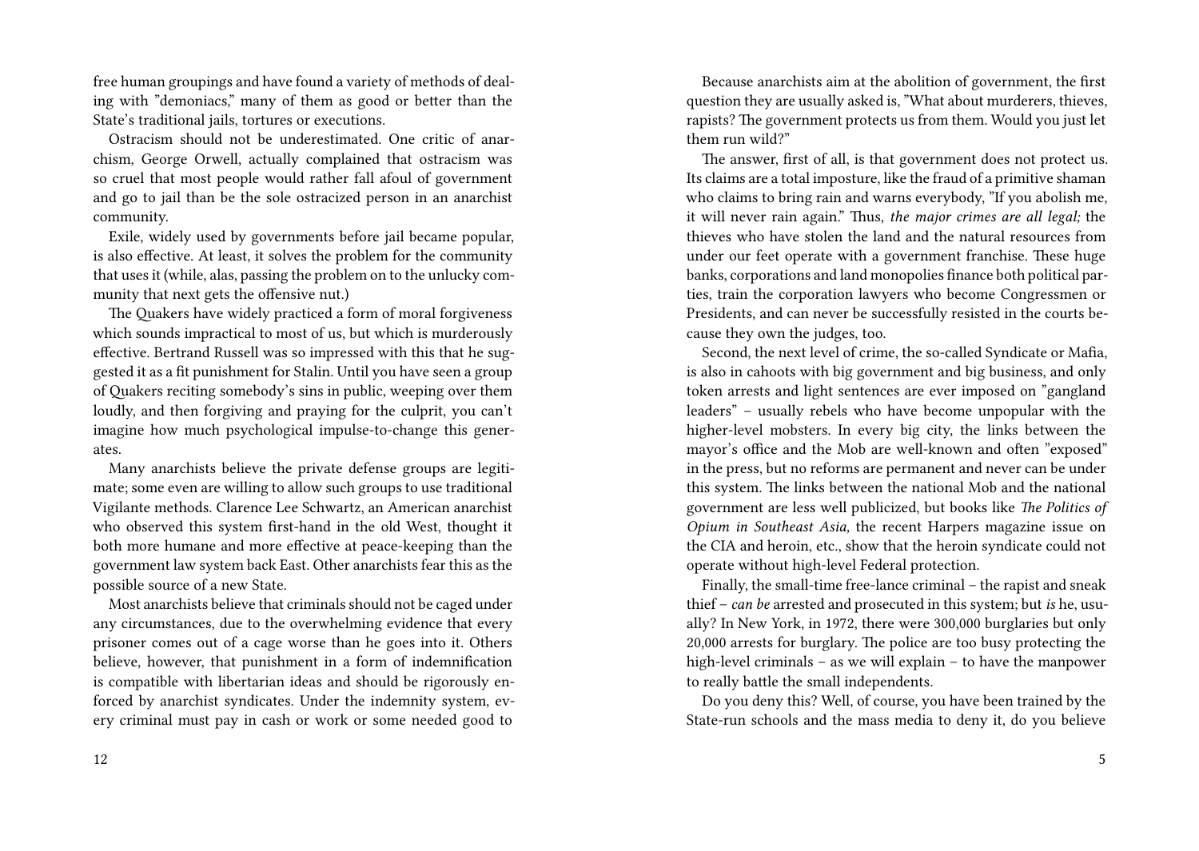free human groupings and have found a variety of methods of dealing with "demoniacs," many of them as good or better than the State's traditional jails, tortures or executions.

Ostracism should not be underestimated. One critic of anarchism, George Orwell, actually complained that ostracism was so cruel that most people would rather fall afoul of government and go to jail than be the sole ostracized person in an anarchist community.

Exile, widely used by governments before jail became popular, is also effective. At least, it solves the problem for the community that uses it (while, alas, passing the problem on to the unlucky community that next gets the offensive nut.)

The Quakers have widely practiced a form of moral forgiveness which sounds impractical to most of us, but which is murderously effective. Bertrand Russell was so impressed with this that he suggested it as a fit punishment for Stalin. Until you have seen a group of Quakers reciting somebody's sins in public, weeping over them loudly, and then forgiving and praying for the culprit, you can't imagine how much psychological impulse-to-change this generates.

Many anarchists believe the private defense groups are legitimate; some even are willing to allow such groups to use traditional Vigilante methods. Clarence Lee Schwartz, an American anarchist who observed this system first-hand in the old West, thought it both more humane and more effective at peace-keeping than the government law system back East. Other anarchists fear this as the possible source of a new State.

Most anarchists believe that criminals should not be caged under any circumstances, due to the overwhelming evidence that every prisoner comes out of a cage worse than he goes into it. Others believe, however, that punishment in a form of indemnification is compatible with libertarian ideas and should be rigorously enforced by anarchist syndicates. Under the indemnity system, every criminal must pay in cash or work or some needed good to

Because anarchists aim at the abolition of government, the first question they are usually asked is, "What about murderers, thieves, rapists? The government protects us from them. Would you just let them run wild?"

The answer, first of all, is that government does not protect us. Its claims are a total imposture, like the fraud of a primitive shaman who claims to bring rain and warns everybody, "If you abolish me, it will never rain again." Thus, *the major crimes are all legal;* the thieves who have stolen the land and the natural resources from under our feet operate with a government franchise. These huge banks, corporations and land monopolies finance both political parties, train the corporation lawyers who become Congressmen or Presidents, and can never be successfully resisted in the courts because they own the judges, too.

Second, the next level of crime, the so-called Syndicate or Mafia, is also in cahoots with big government and big business, and only token arrests and light sentences are ever imposed on "gangland leaders" – usually rebels who have become unpopular with the higher-level mobsters. In every big city, the links between the mayor's office and the Mob are well-known and often "exposed" in the press, but no reforms are permanent and never can be under this system. The links between the national Mob and the national government are less well publicized, but books like *The Politics of Opium in Southeast Asia,* the recent Harpers magazine issue on the CIA and heroin, etc., show that the heroin syndicate could not operate without high-level Federal protection.

Finally, the small-time free-lance criminal – the rapist and sneak thief – *can be* arrested and prosecuted in this system; but *is* he, usually? In New York, in 1972, there were 300,000 burglaries but only 20,000 arrests for burglary. The police are too busy protecting the high-level criminals – as we will explain – to have the manpower to really battle the small independents.

Do you deny this? Well, of course, you have been trained by the State-run schools and the mass media to deny it, do you believe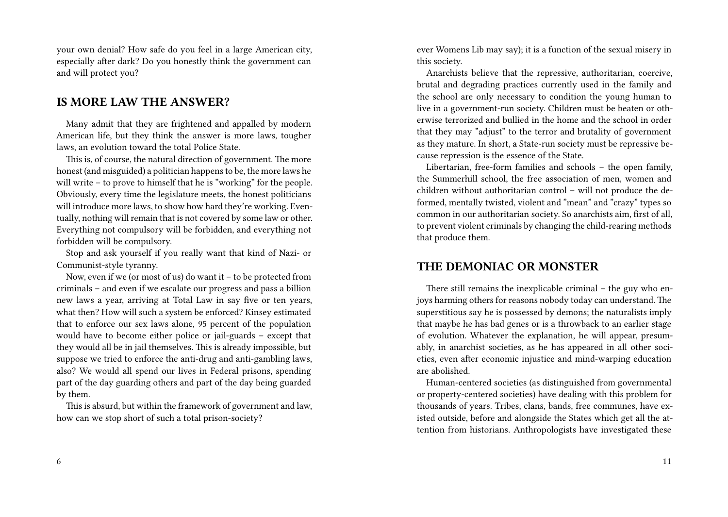your own denial? How safe do you feel in a large American city, especially after dark? Do you honestly think the government can and will protect you?

## IS MORE LAW THE ANSWER?

Many admit that they are frightened and appalled by modern American life, but they think the answer is more laws, tougher laws, an evolution toward the total Police State.

This is, of course, the natural direction of government. The more honest (and misguided) a politician happens to be, the more laws he will write – to prove to himself that he is "working" for the people. Obviously, every time the legislature meets, the honest politicians will introduce more laws, to show how hard they're working. Eventually, nothing will remain that is not covered by some law or other. Everything not compulsory will be forbidden, and everything not forbidden will be compulsory.

Stop and ask yourself if you really want that kind of Nazi- or Communist-style tyranny.

Now, even if we (or most of us) do want it – to be protected from criminals – and even if we escalate our progress and pass a billion new laws a year, arriving at Total Law in say five or ten years, what then? How will such a system be enforced? Kinsey estimated that to enforce our sex laws alone, 95 percent of the population would have to become either police or jail-guards – except that they would all be in jail themselves. This is already impossible, but suppose we tried to enforce the anti-drug and anti-gambling laws, also? We would all spend our lives in Federal prisons, spending part of the day guarding others and part of the day being guarded by them.

This is absurd, but within the framework of government and law, how can we stop short of such a total prison-society?

ever Womens Lib may say); it is a function of the sexual misery in this society.

Anarchists believe that the repressive, authoritarian, coercive, brutal and degrading practices currently used in the family and the school are only necessary to condition the young human to live in a government-run society. Children must be beaten or otherwise terrorized and bullied in the home and the school in order that they may "adjust" to the terror and brutality of government as they mature. In short, a State-run society must be repressive because repression is the essence of the State.

Libertarian, free-form families and schools – the open family, the Summerhill school, the free association of men, women and children without authoritarian control – will not produce the deformed, mentally twisted, violent and "mean" and "crazy" types so common in our authoritarian society. So anarchists aim, first of all, to prevent violent criminals by changing the child-rearing methods that produce them.

## THE DEMONIAC OR MONSTER

There still remains the inexplicable criminal – the guy who enjoys harming others for reasons nobody today can understand. The superstitious say he is possessed by demons; the naturalists imply that maybe he has bad genes or is a throwback to an earlier stage of evolution. Whatever the explanation, he will appear, presumably, in anarchist societies, as he has appeared in all other societies, even after economic injustice and mind-warping education are abolished.

Human-centered societies (as distinguished from governmental or property-centered societies) have dealing with this problem for thousands of years. Tribes, clans, bands, free communes, have existed outside, before and alongside the States which get all the attention from historians. Anthropologists have investigated these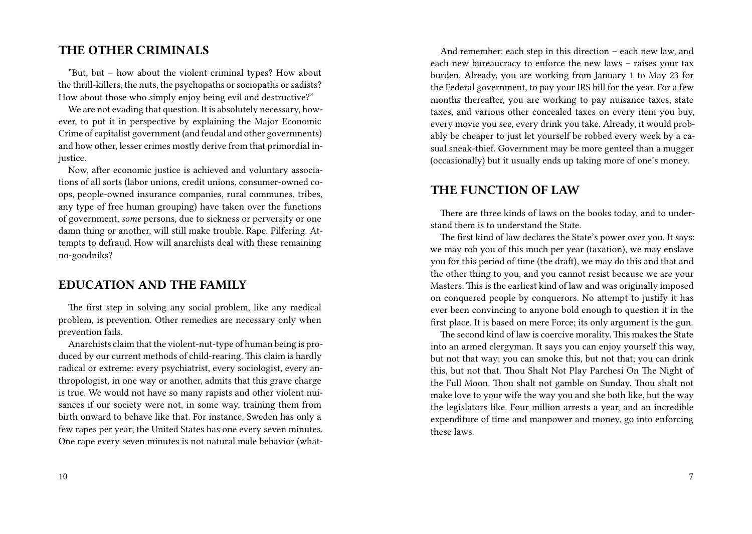## THE OTHER CRIMINALS

"But, but – how about the violent criminal types? How about the thrill-killers, the nuts, the psychopaths or sociopaths or sadists? How about those who simply enjoy being evil and destructive?"

We are not evading that question. It is absolutely necessary, however, to put it in perspective by explaining the Major Economic Crime of capitalist government (and feudal and other governments) and how other, lesser crimes mostly derive from that primordial injustice.

Now, after economic justice is achieved and voluntary associations of all sorts (labor unions, credit unions, consumer-owned coops, people-owned insurance companies, rural communes, tribes, any type of free human grouping) have taken over the functions of government, *some* persons, due to sickness or perversity or one damn thing or another, will still make trouble. Rape. Pilfering. Attempts to defraud. How will anarchists deal with these remaining no-goodniks?

## EDUCATION AND THE FAMILY

The first step in solving any social problem, like any medical problem, is prevention. Other remedies are necessary only when prevention fails.

Anarchists claim that the violent-nut-type of human being is produced by our current methods of child-rearing. This claim is hardly radical or extreme: every psychiatrist, every sociologist, every anthropologist, in one way or another, admits that this grave charge is true. We would not have so many rapists and other violent nuisances if our society were not, in some way, training them from birth onward to behave like that. For instance, Sweden has only a few rapes per year; the United States has one every seven minutes. One rape every seven minutes is not natural male behavior (what-

And remember: each step in this direction – each new law, and each new bureaucracy to enforce the new laws – raises your tax burden. Already, you are working from January 1 to May 23 for the Federal government, to pay your IRS bill for the year. For a few months thereafter, you are working to pay nuisance taxes, state taxes, and various other concealed taxes on every item you buy, every movie you see, every drink you take. Already, it would probably be cheaper to just let yourself be robbed every week by a casual sneak-thief. Government may be more genteel than a mugger (occasionally) but it usually ends up taking more of one's money.

## THE FUNCTION OF LAW

There are three kinds of laws on the books today, and to understand them is to understand the State.

The first kind of law declares the State's power over you. It says: we may rob you of this much per year (taxation), we may enslave you for this period of time (the draft), we may do this and that and the other thing to you, and you cannot resist because we are your Masters. This is the earliest kind of law and was originally imposed on conquered people by conquerors. No attempt to justify it has ever been convincing to anyone bold enough to question it in the first place. It is based on mere Force; its only argument is the gun.

The second kind of law is coercive morality. This makes the State into an armed clergyman. It says you can enjoy yourself this way, but not that way; you can smoke this, but not that; you can drink this, but not that. Thou Shalt Not Play Parchesi On The Night of the Full Moon. Thou shalt not gamble on Sunday. Thou shalt not make love to your wife the way you and she both like, but the way the legislators like. Four million arrests a year, and an incredible expenditure of time and manpower and money, go into enforcing these laws.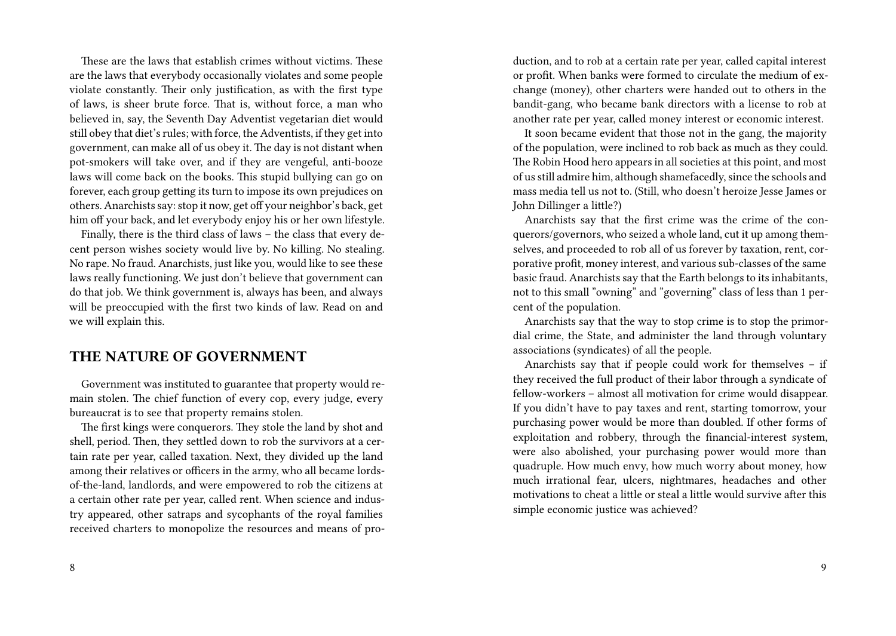These are the laws that establish crimes without victims. These are the laws that everybody occasionally violates and some people violate constantly. Their only justification, as with the first type of laws, is sheer brute force. That is, without force, a man who believed in, say, the Seventh Day Adventist vegetarian diet would still obey that diet's rules; with force, the Adventists, if they get into government, can make all of us obey it. The day is not distant when pot-smokers will take over, and if they are vengeful, anti-booze laws will come back on the books. This stupid bullying can go on forever, each group getting its turn to impose its own prejudices on others. Anarchists say: stop it now, get off your neighbor's back, get him off your back, and let everybody enjoy his or her own lifestyle.

Finally, there is the third class of laws – the class that every decent person wishes society would live by. No killing. No stealing. No rape. No fraud. Anarchists, just like you, would like to see these laws really functioning. We just don't believe that government can do that job. We think government is, always has been, and always will be preoccupied with the first two kinds of law. Read on and we will explain this.

## THE NATURE OF GOVERNMENT

Government was instituted to guarantee that property would remain stolen. The chief function of every cop, every judge, every bureaucrat is to see that property remains stolen.

The first kings were conquerors. They stole the land by shot and shell, period. Then, they settled down to rob the survivors at a certain rate per year, called taxation. Next, they divided up the land among their relatives or officers in the army, who all became lords-of-the-land, landlords, and were empowered to rob the citizens at a certain other rate per year, called rent. When science and industry appeared, other satraps and sycophants of the royal families received charters to monopolize the resources and means of production, and to rob at a certain rate per year, called capital interest or profit. When banks were formed to circulate the medium of exchange (money), other charters were handed out to others in the bandit-gang, who became bank directors with a license to rob at another rate per year, called money interest or economic interest.

It soon became evident that those not in the gang, the majority of the population, were inclined to rob back as much as they could. The Robin Hood hero appears in all societies at this point, and most of us still admire him, although shamefacedly, since the schools and mass media tell us not to. (Still, who doesn't heroize Jesse James or John Dillinger a little?)

Anarchists say that the first crime was the crime of the conquerors/governors, who seized a whole land, cut it up among themselves, and proceeded to rob all of us forever by taxation, rent, corporative profit, money interest, and various sub-classes of the same basic fraud. Anarchists say that the Earth belongs to its inhabitants, not to this small "owning" and "governing" class of less than 1 percent of the population.

Anarchists say that the way to stop crime is to stop the primordial crime, the State, and administer the land through voluntary associations (syndicates) of all the people.

Anarchists say that if people could work for themselves – if they received the full product of their labor through a syndicate of fellow-workers – almost all motivation for crime would disappear. If you didn't have to pay taxes and rent, starting tomorrow, your purchasing power would be more than doubled. If other forms of exploitation and robbery, through the financial-interest system, were also abolished, your purchasing power would more than quadruple. How much envy, how much worry about money, how much irrational fear, ulcers, nightmares, headaches and other motivations to cheat a little or steal a little would survive after this simple economic justice was achieved?